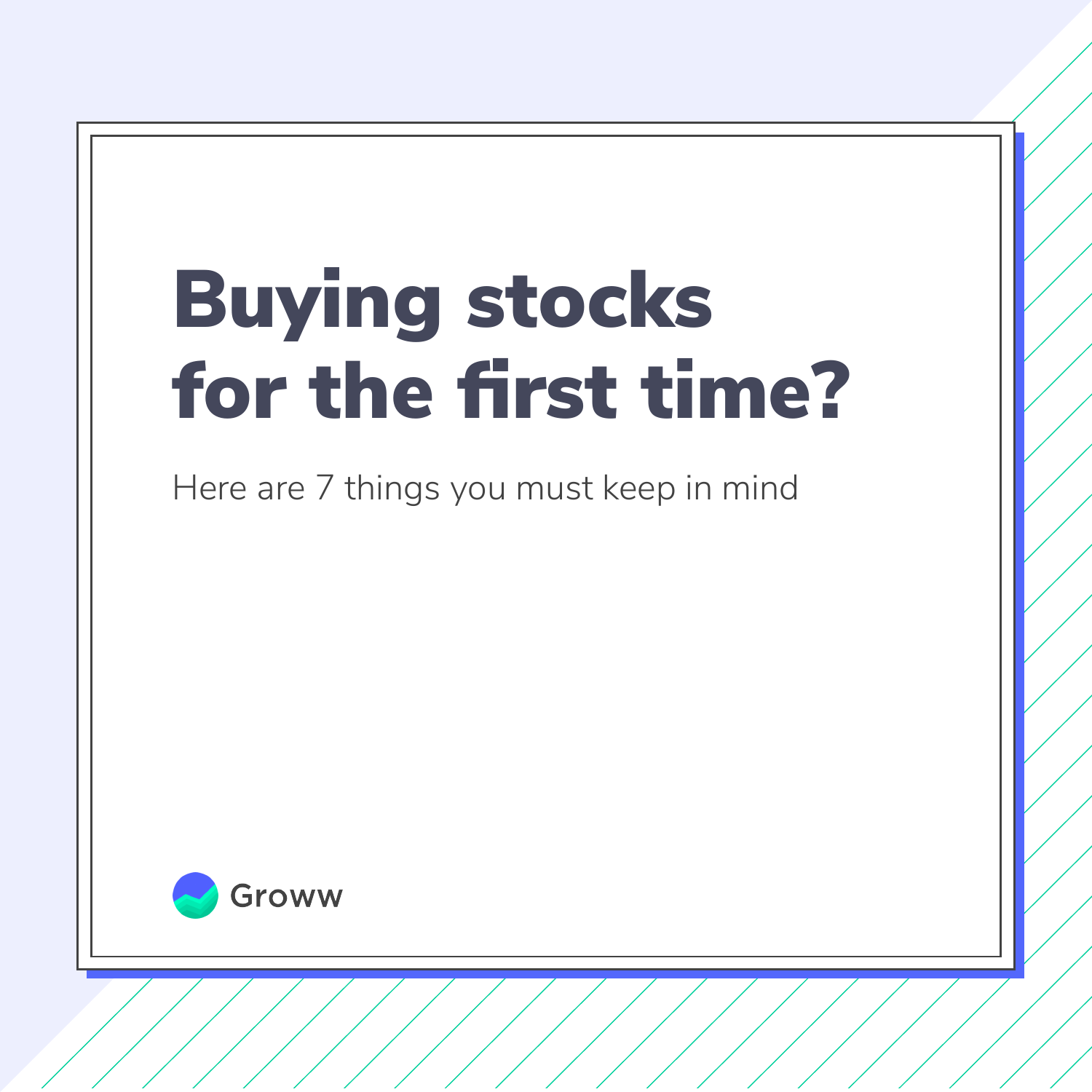# Buying stocks for the first time?

Here are 7 things you must keep in mind

Groww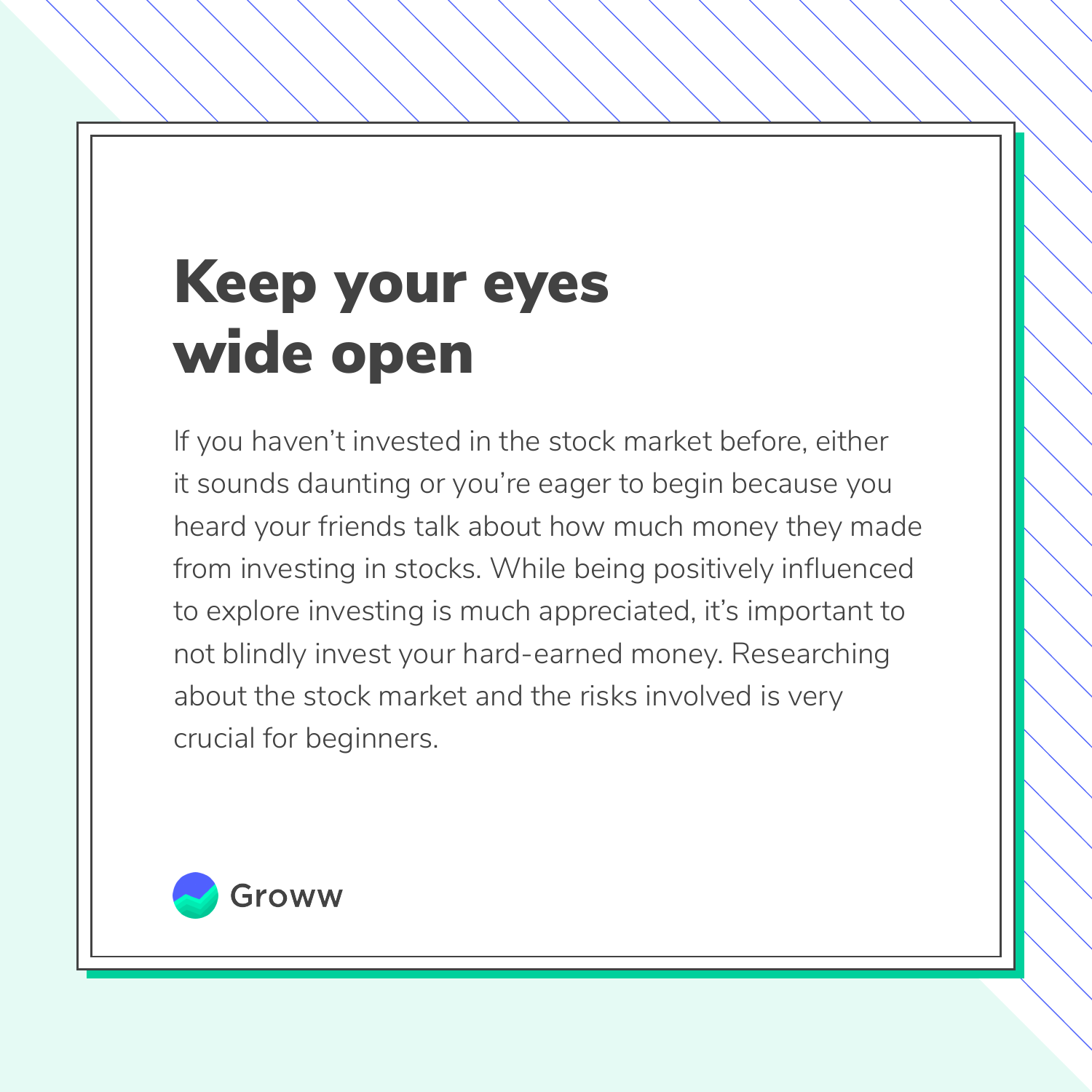# Keep your eyes wide open

If you haven't invested in the stock market before, either it sounds daunting or you're eager to begin because you heard your friends talk about how much money they made from investing in stocks. While being positively influenced to explore investing is much appreciated, it's important to not blindly invest your hard-earned money. Researching about the stock market and the risks involved is very crucial for beginners.

Groww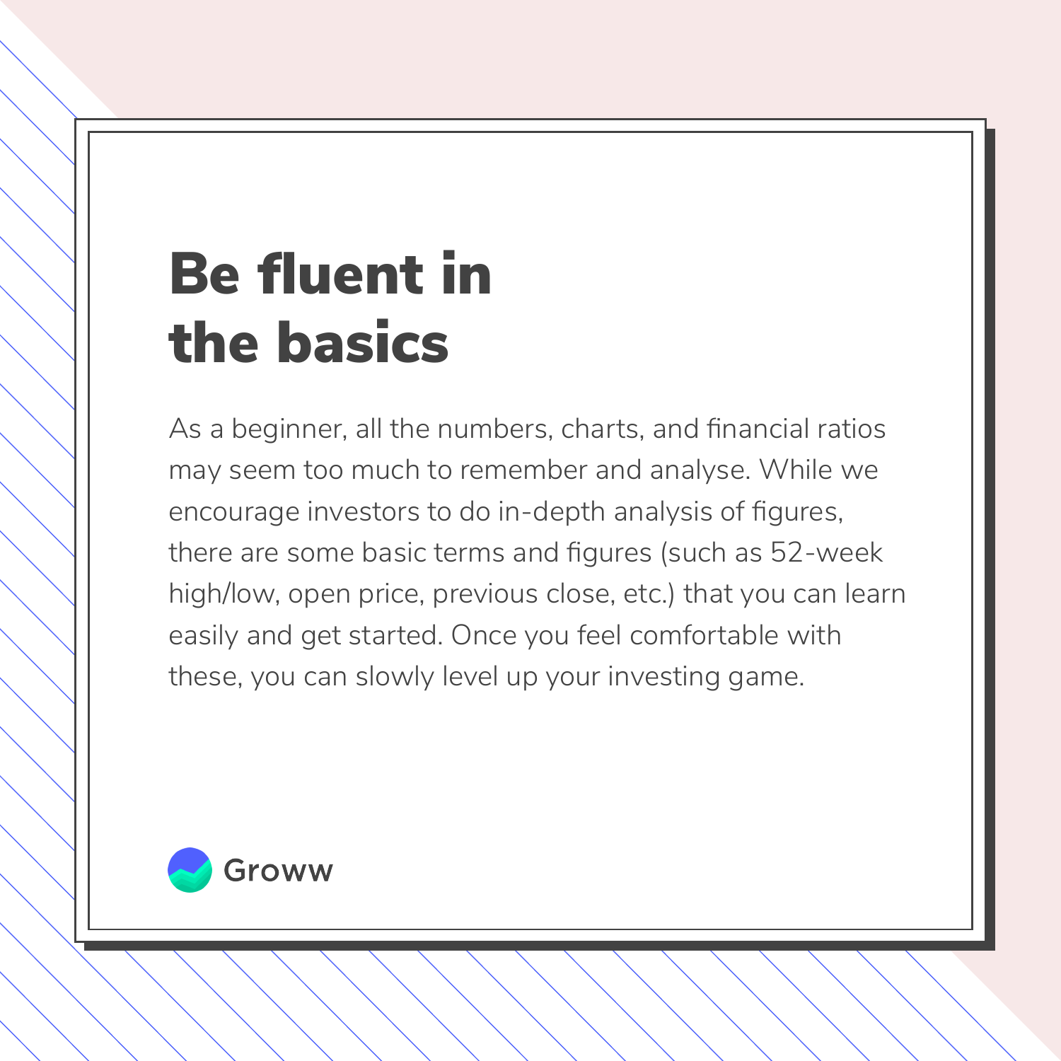# Be fluent in the basics

As a beginner, all the numbers, charts, and financial ratios may seem too much to remember and analyse. While we encourage investors to do in-depth analysis of figures, there are some basic terms and figures (such as 52-week high/low, open price, previous close, etc.) that you can learn easily and get started. Once you feel comfortable with these, you can slowly level up your investing game.

Groww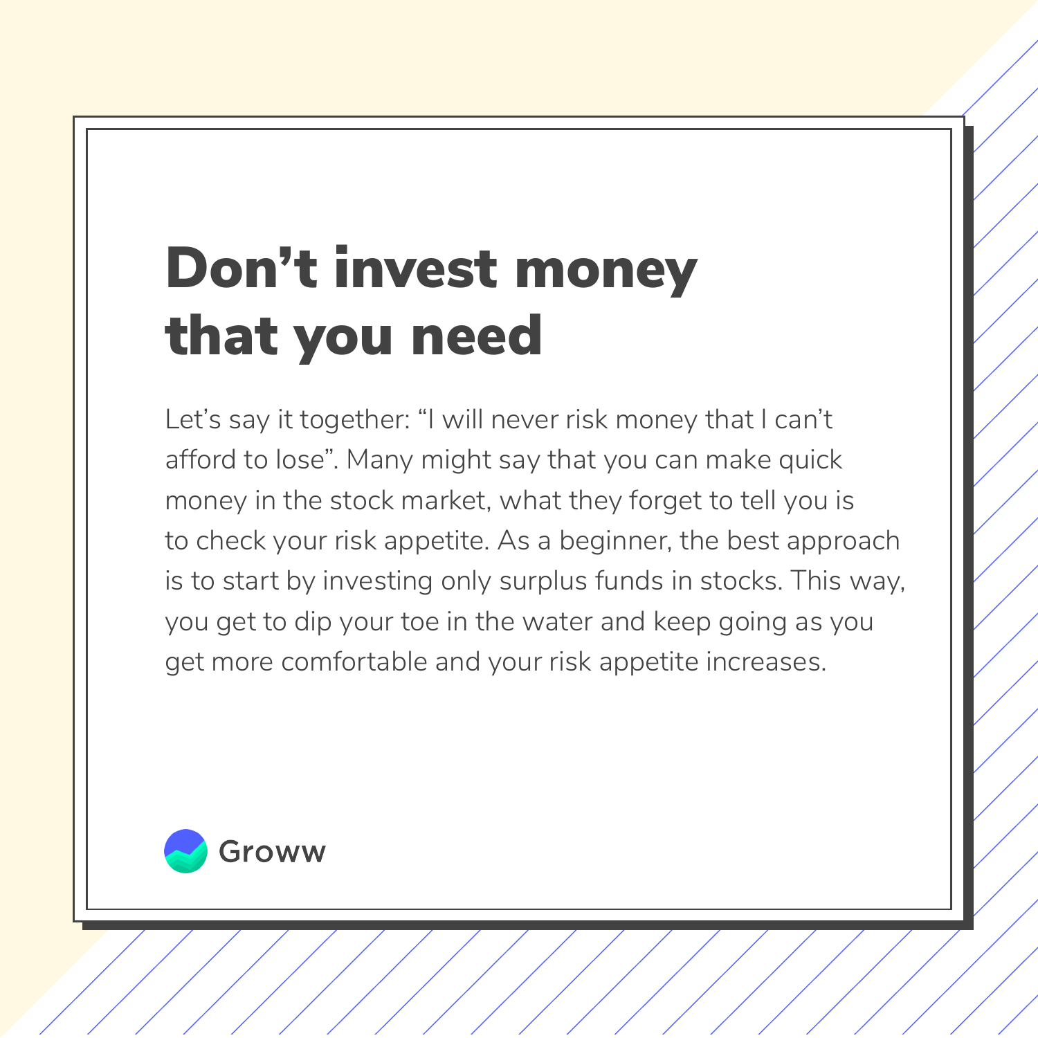# Don’t invest money that you need

Let’s say it together: “I will never risk money that I can’t afford to lose”. Many might say that you can make quick money in the stock market, what they forget to tell you is to check your risk appetite. As a beginner, the best approach is to start by investing only surplus funds in stocks. This way, you get to dip your toe in the water and keep going as you get more comfortable and your risk appetite increases.

Groww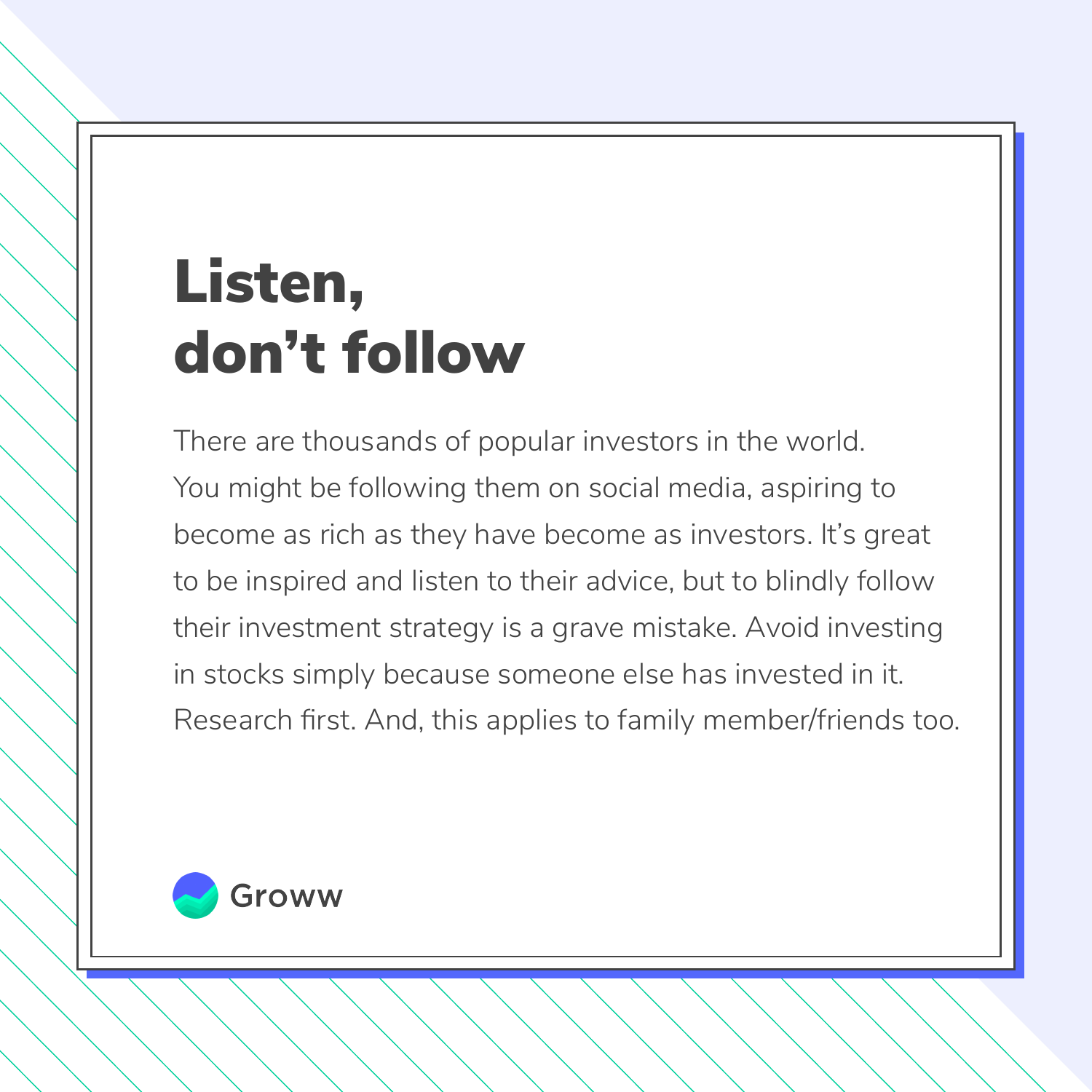# Listen, don't follow

There are thousands of popular investors in the world. You might be following them on social media, aspiring to become as rich as they have become as investors. It's great to be inspired and listen to their advice, but to blindly follow their investment strategy is a grave mistake. Avoid investing in stocks simply because someone else has invested in it. Research first. And, this applies to family member/friends too.

Groww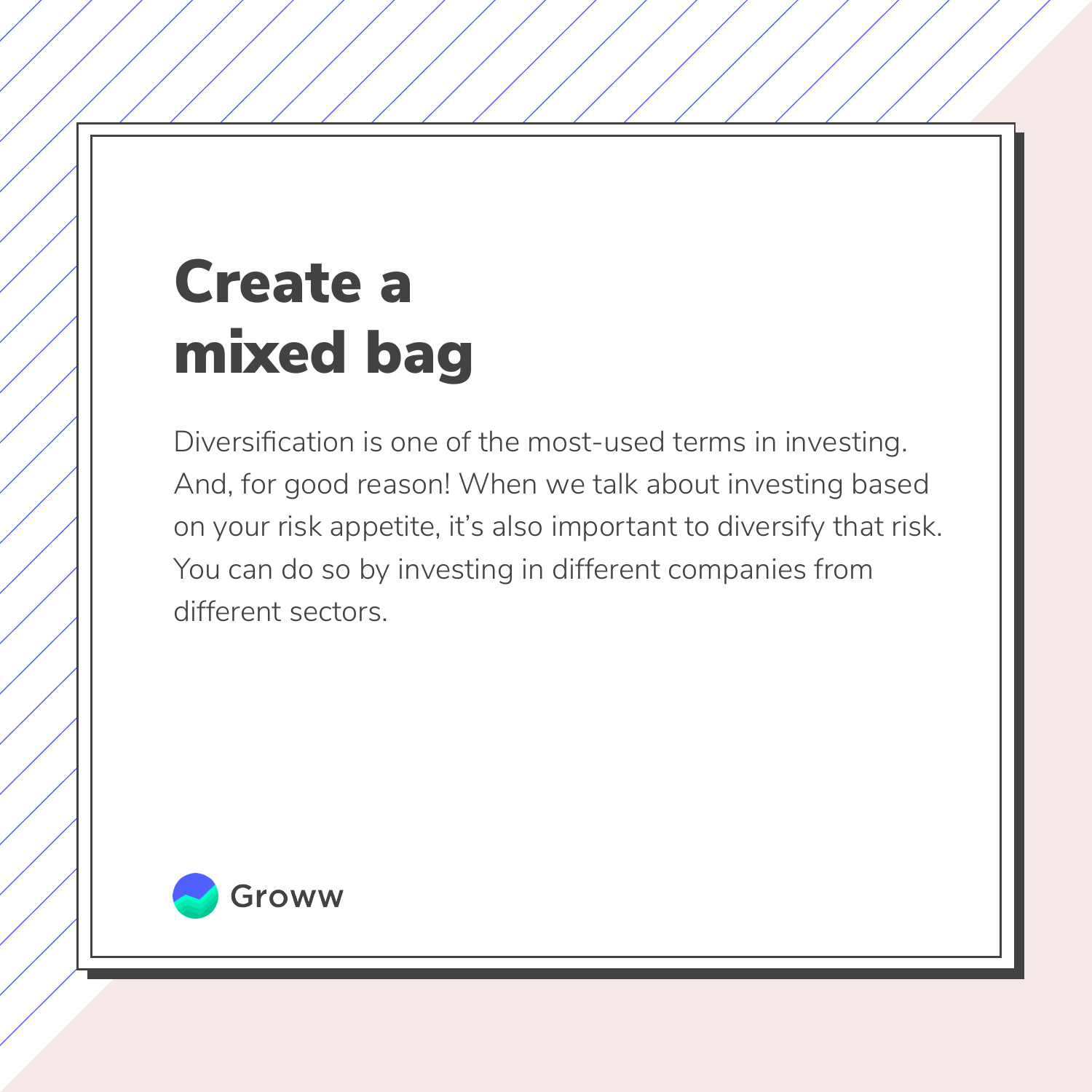# Create a mixed bag

Diversification is one of the most-used terms in investing. And, for good reason! When we talk about investing based on your risk appetite, it's also important to diversify that risk. You can do so by investing in different companies from different sectors.

Groww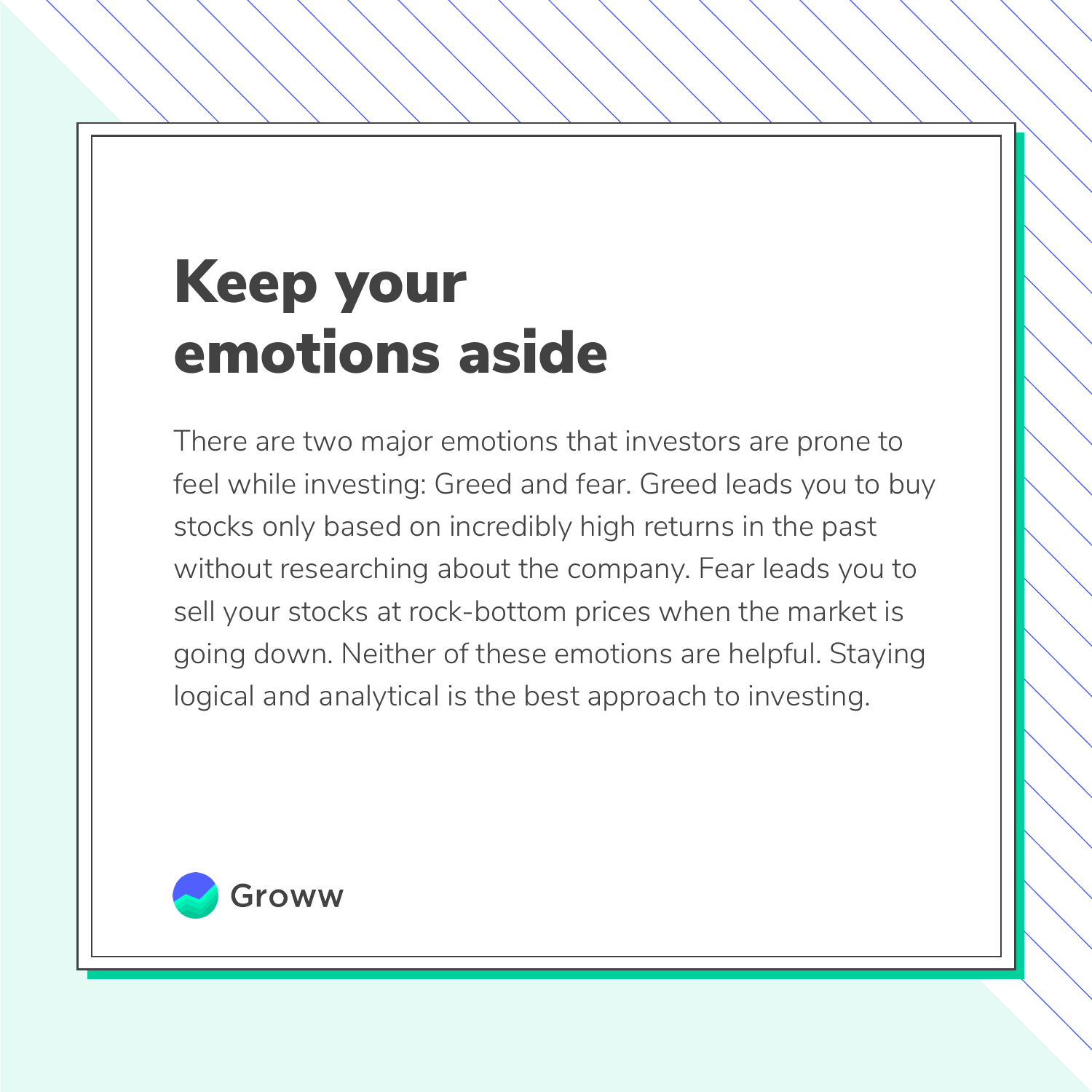# Keep your emotions aside

There are two major emotions that investors are prone to feel while investing: Greed and fear. Greed leads you to buy stocks only based on incredibly high returns in the past without researching about the company. Fear leads you to sell your stocks at rock-bottom prices when the market is going down. Neither of these emotions are helpful. Staying logical and analytical is the best approach to investing.

Groww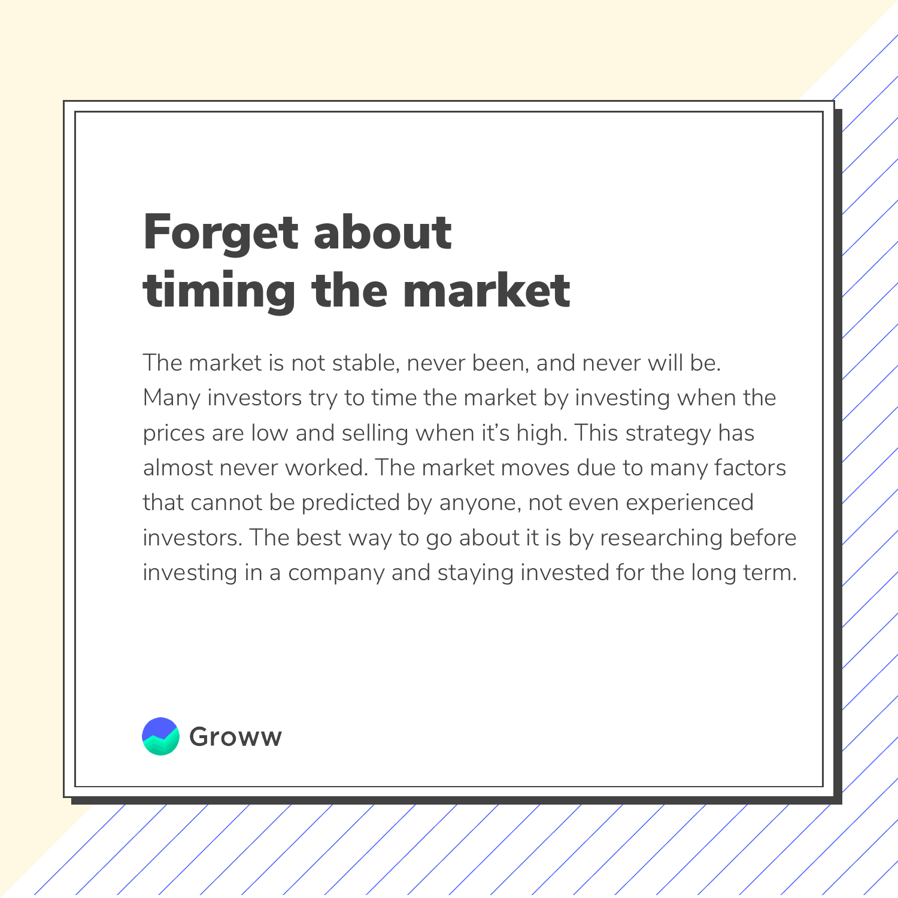# Forget about timing the market

The market is not stable, never been, and never will be. Many investors try to time the market by investing when the prices are low and selling when it's high. This strategy has almost never worked. The market moves due to many factors that cannot be predicted by anyone, not even experienced investors. The best way to go about it is by researching before investing in a company and staying invested for the long term.

Groww